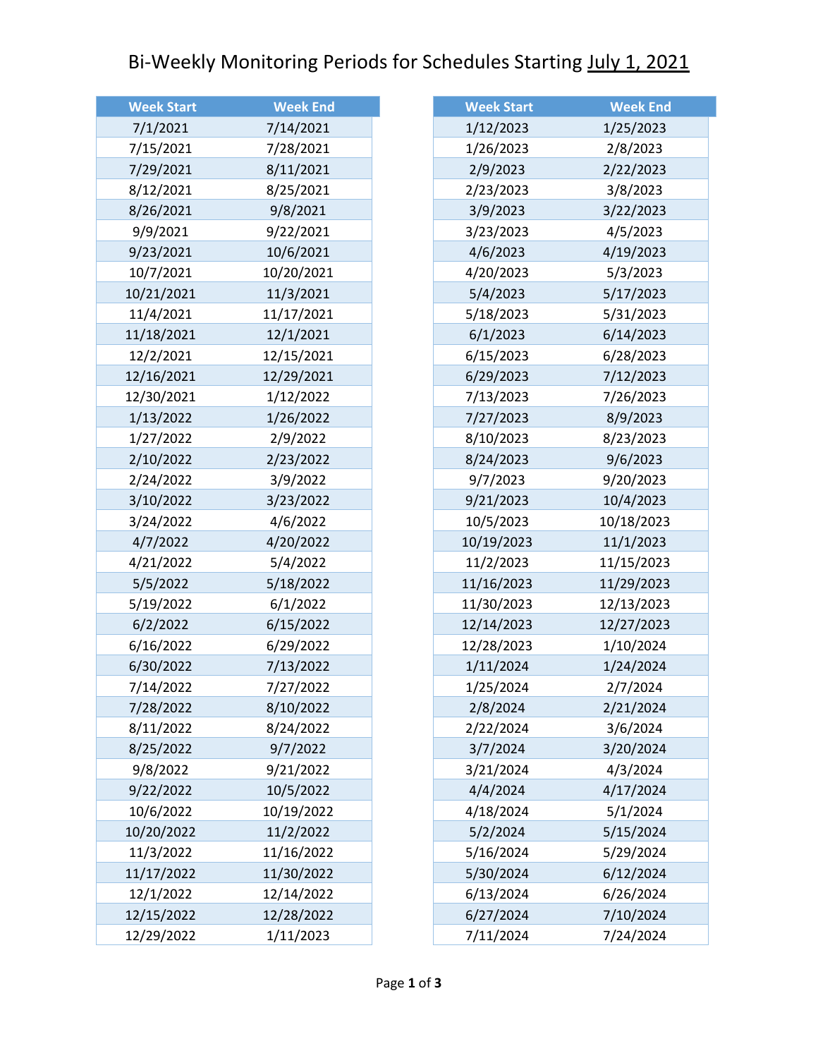# Bi-Weekly Monitoring Periods for Schedules Starting July 1, 2021

| Week Start | Week End |
|---|---|
| 7/1/2021 | 7/14/2021 |
| 7/15/2021 | 7/28/2021 |
| 7/29/2021 | 8/11/2021 |
| 8/12/2021 | 8/25/2021 |
| 8/26/2021 | 9/8/2021 |
| 9/9/2021 | 9/22/2021 |
| 9/23/2021 | 10/6/2021 |
| 10/7/2021 | 10/20/2021 |
| 10/21/2021 | 11/3/2021 |
| 11/4/2021 | 11/17/2021 |
| 11/18/2021 | 12/1/2021 |
| 12/2/2021 | 12/15/2021 |
| 12/16/2021 | 12/29/2021 |
| 12/30/2021 | 1/12/2022 |
| 1/13/2022 | 1/26/2022 |
| 1/27/2022 | 2/9/2022 |
| 2/10/2022 | 2/23/2022 |
| 2/24/2022 | 3/9/2022 |
| 3/10/2022 | 3/23/2022 |
| 3/24/2022 | 4/6/2022 |
| 4/7/2022 | 4/20/2022 |
| 4/21/2022 | 5/4/2022 |
| 5/5/2022 | 5/18/2022 |
| 5/19/2022 | 6/1/2022 |
| 6/2/2022 | 6/15/2022 |
| 6/16/2022 | 6/29/2022 |
| 6/30/2022 | 7/13/2022 |
| 7/14/2022 | 7/27/2022 |
| 7/28/2022 | 8/10/2022 |
| 8/11/2022 | 8/24/2022 |
| 8/25/2022 | 9/7/2022 |
| 9/8/2022 | 9/21/2022 |
| 9/22/2022 | 10/5/2022 |
| 10/6/2022 | 10/19/2022 |
| 10/20/2022 | 11/2/2022 |
| 11/3/2022 | 11/16/2022 |
| 11/17/2022 | 11/30/2022 |
| 12/1/2022 | 12/14/2022 |
| 12/15/2022 | 12/28/2022 |
| 12/29/2022 | 1/11/2023 |
| 1/12/2023 | 1/25/2023 |
| 1/26/2023 | 2/8/2023 |
| 2/9/2023 | 2/22/2023 |
| 2/23/2023 | 3/8/2023 |
| 3/9/2023 | 3/22/2023 |
| 3/23/2023 | 4/5/2023 |
| 4/6/2023 | 4/19/2023 |
| 4/20/2023 | 5/3/2023 |
| 5/4/2023 | 5/17/2023 |
| 5/18/2023 | 5/31/2023 |
| 6/1/2023 | 6/14/2023 |
| 6/15/2023 | 6/28/2023 |
| 6/29/2023 | 7/12/2023 |
| 7/13/2023 | 7/26/2023 |
| 7/27/2023 | 8/9/2023 |
| 8/10/2023 | 8/23/2023 |
| 8/24/2023 | 9/6/2023 |
| 9/7/2023 | 9/20/2023 |
| 9/21/2023 | 10/4/2023 |
| 10/5/2023 | 10/18/2023 |
| 10/19/2023 | 11/1/2023 |
| 11/2/2023 | 11/15/2023 |
| 11/16/2023 | 11/29/2023 |
| 11/30/2023 | 12/13/2023 |
| 12/14/2023 | 12/27/2023 |
| 12/28/2023 | 1/10/2024 |
| 1/11/2024 | 1/24/2024 |
| 1/25/2024 | 2/7/2024 |
| 2/8/2024 | 2/21/2024 |
| 2/22/2024 | 3/6/2024 |
| 3/7/2024 | 3/20/2024 |
| 3/21/2024 | 4/3/2024 |
| 4/4/2024 | 4/17/2024 |
| 4/18/2024 | 5/1/2024 |
| 5/2/2024 | 5/15/2024 |
| 5/16/2024 | 5/29/2024 |
| 5/30/2024 | 6/12/2024 |
| 6/13/2024 | 6/26/2024 |
| 6/27/2024 | 7/10/2024 |
| 7/11/2024 | 7/24/2024 |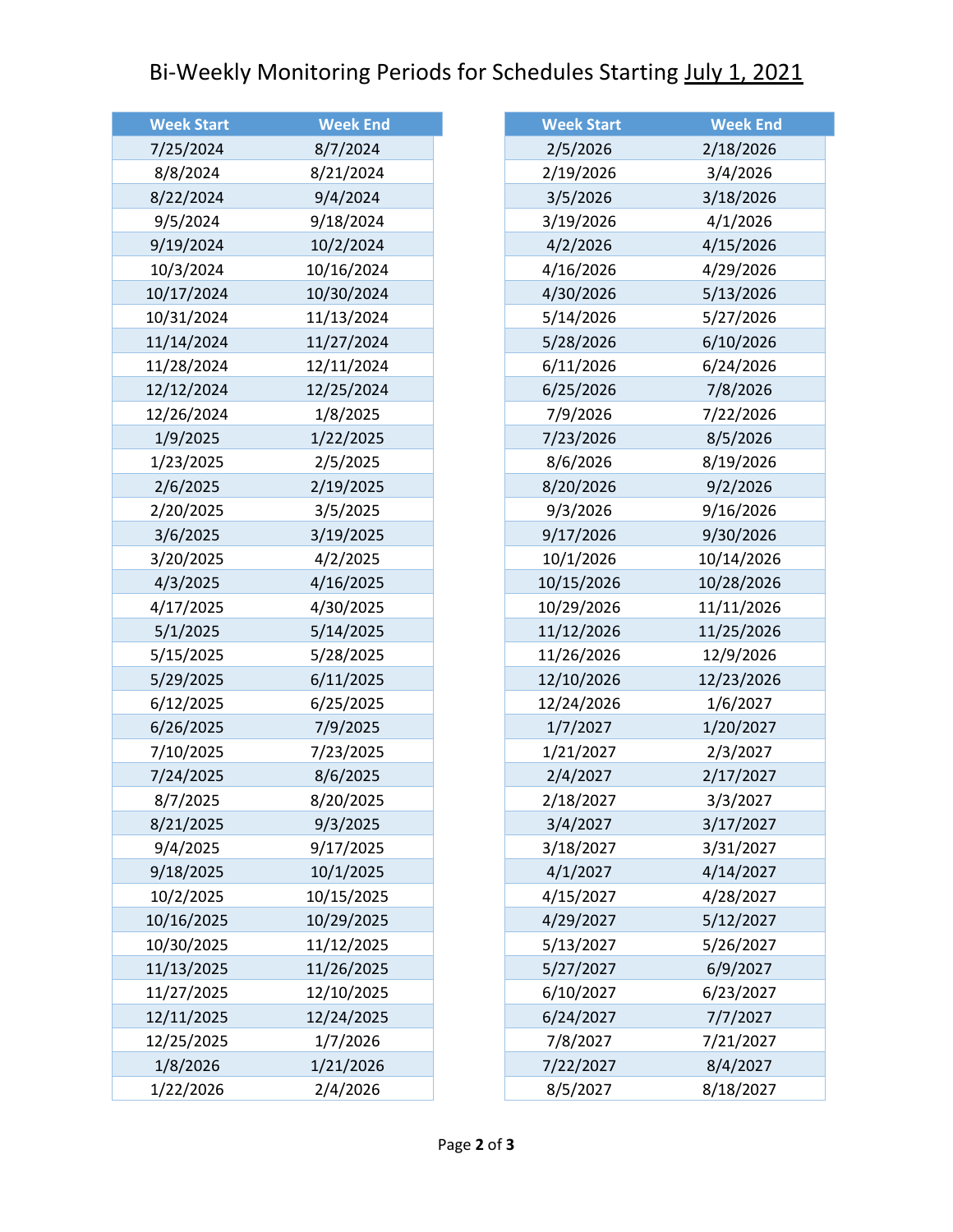# Bi-Weekly Monitoring Periods for Schedules Starting July 1, 2021

| Week Start | Week End |
|---|---|
| 7/25/2024 | 8/7/2024 |
| 8/8/2024 | 8/21/2024 |
| 8/22/2024 | 9/4/2024 |
| 9/5/2024 | 9/18/2024 |
| 9/19/2024 | 10/2/2024 |
| 10/3/2024 | 10/16/2024 |
| 10/17/2024 | 10/30/2024 |
| 10/31/2024 | 11/13/2024 |
| 11/14/2024 | 11/27/2024 |
| 11/28/2024 | 12/11/2024 |
| 12/12/2024 | 12/25/2024 |
| 12/26/2024 | 1/8/2025 |
| 1/9/2025 | 1/22/2025 |
| 1/23/2025 | 2/5/2025 |
| 2/6/2025 | 2/19/2025 |
| 2/20/2025 | 3/5/2025 |
| 3/6/2025 | 3/19/2025 |
| 3/20/2025 | 4/2/2025 |
| 4/3/2025 | 4/16/2025 |
| 4/17/2025 | 4/30/2025 |
| 5/1/2025 | 5/14/2025 |
| 5/15/2025 | 5/28/2025 |
| 5/29/2025 | 6/11/2025 |
| 6/12/2025 | 6/25/2025 |
| 6/26/2025 | 7/9/2025 |
| 7/10/2025 | 7/23/2025 |
| 7/24/2025 | 8/6/2025 |
| 8/7/2025 | 8/20/2025 |
| 8/21/2025 | 9/3/2025 |
| 9/4/2025 | 9/17/2025 |
| 9/18/2025 | 10/1/2025 |
| 10/2/2025 | 10/15/2025 |
| 10/16/2025 | 10/29/2025 |
| 10/30/2025 | 11/12/2025 |
| 11/13/2025 | 11/26/2025 |
| 11/27/2025 | 12/10/2025 |
| 12/11/2025 | 12/24/2025 |
| 12/25/2025 | 1/7/2026 |
| 1/8/2026 | 1/21/2026 |
| 1/22/2026 | 2/4/2026 |
| 2/5/2026 | 2/18/2026 |
| 2/19/2026 | 3/4/2026 |
| 3/5/2026 | 3/18/2026 |
| 3/19/2026 | 4/1/2026 |
| 4/2/2026 | 4/15/2026 |
| 4/16/2026 | 4/29/2026 |
| 4/30/2026 | 5/13/2026 |
| 5/14/2026 | 5/27/2026 |
| 5/28/2026 | 6/10/2026 |
| 6/11/2026 | 6/24/2026 |
| 6/25/2026 | 7/8/2026 |
| 7/9/2026 | 7/22/2026 |
| 7/23/2026 | 8/5/2026 |
| 8/6/2026 | 8/19/2026 |
| 8/20/2026 | 9/2/2026 |
| 9/3/2026 | 9/16/2026 |
| 9/17/2026 | 9/30/2026 |
| 10/1/2026 | 10/14/2026 |
| 10/15/2026 | 10/28/2026 |
| 10/29/2026 | 11/11/2026 |
| 11/12/2026 | 11/25/2026 |
| 11/26/2026 | 12/9/2026 |
| 12/10/2026 | 12/23/2026 |
| 12/24/2026 | 1/6/2027 |
| 1/7/2027 | 1/20/2027 |
| 1/21/2027 | 2/3/2027 |
| 2/4/2027 | 2/17/2027 |
| 2/18/2027 | 3/3/2027 |
| 3/4/2027 | 3/17/2027 |
| 3/18/2027 | 3/31/2027 |
| 4/1/2027 | 4/14/2027 |
| 4/15/2027 | 4/28/2027 |
| 4/29/2027 | 5/12/2027 |
| 5/13/2027 | 5/26/2027 |
| 5/27/2027 | 6/9/2027 |
| 6/10/2027 | 6/23/2027 |
| 6/24/2027 | 7/7/2027 |
| 7/8/2027 | 7/21/2027 |
| 7/22/2027 | 8/4/2027 |
| 8/5/2027 | 8/18/2027 |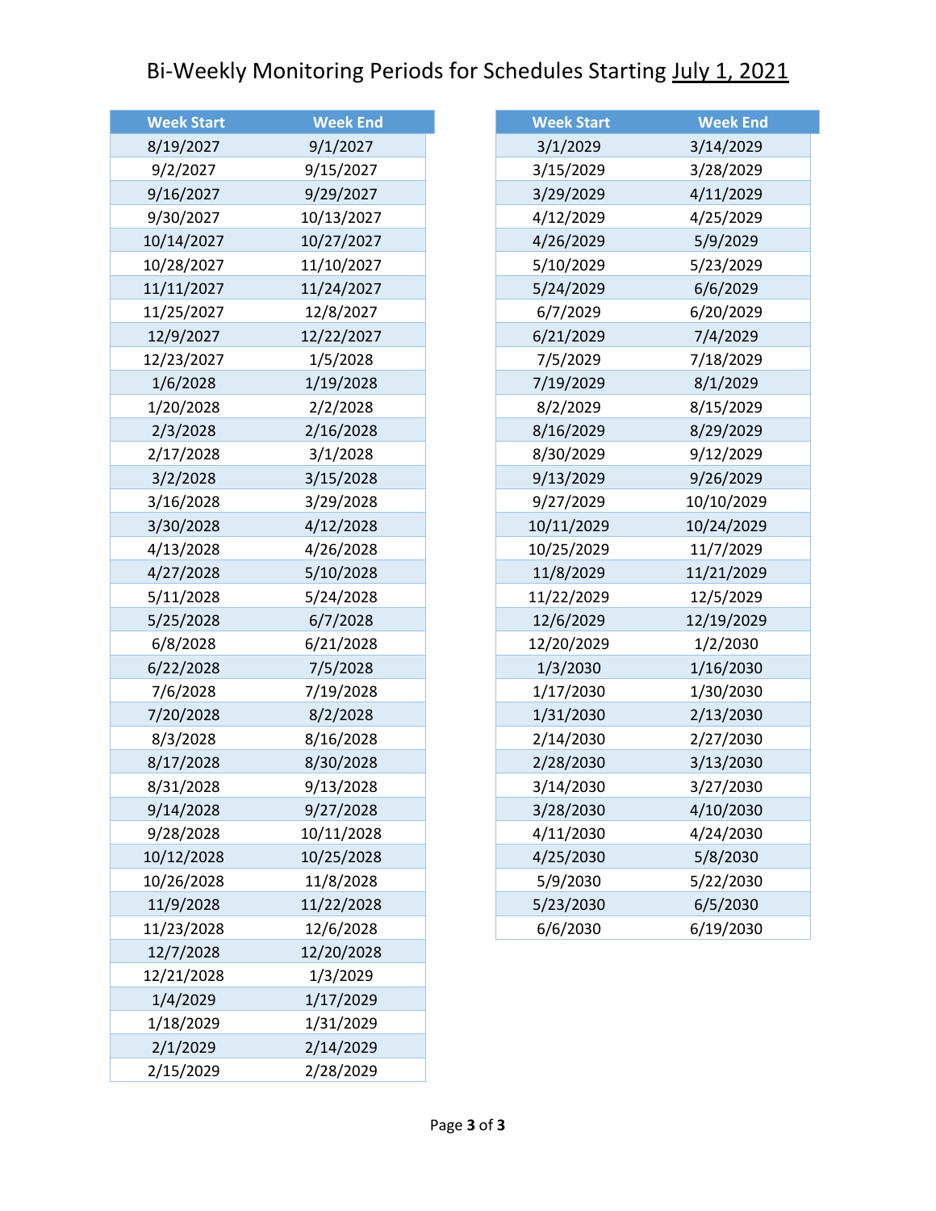# Bi-Weekly Monitoring Periods for Schedules Starting July 1, 2021

| Week Start | Week End |
|---|---|
| 8/19/2027 | 9/1/2027 |
| 9/2/2027 | 9/15/2027 |
| 9/16/2027 | 9/29/2027 |
| 9/30/2027 | 10/13/2027 |
| 10/14/2027 | 10/27/2027 |
| 10/28/2027 | 11/10/2027 |
| 11/11/2027 | 11/24/2027 |
| 11/25/2027 | 12/8/2027 |
| 12/9/2027 | 12/22/2027 |
| 12/23/2027 | 1/5/2028 |
| 1/6/2028 | 1/19/2028 |
| 1/20/2028 | 2/2/2028 |
| 2/3/2028 | 2/16/2028 |
| 2/17/2028 | 3/1/2028 |
| 3/2/2028 | 3/15/2028 |
| 3/16/2028 | 3/29/2028 |
| 3/30/2028 | 4/12/2028 |
| 4/13/2028 | 4/26/2028 |
| 4/27/2028 | 5/10/2028 |
| 5/11/2028 | 5/24/2028 |
| 5/25/2028 | 6/7/2028 |
| 6/8/2028 | 6/21/2028 |
| 6/22/2028 | 7/5/2028 |
| 7/6/2028 | 7/19/2028 |
| 7/20/2028 | 8/2/2028 |
| 8/3/2028 | 8/16/2028 |
| 8/17/2028 | 8/30/2028 |
| 8/31/2028 | 9/13/2028 |
| 9/14/2028 | 9/27/2028 |
| 9/28/2028 | 10/11/2028 |
| 10/12/2028 | 10/25/2028 |
| 10/26/2028 | 11/8/2028 |
| 11/9/2028 | 11/22/2028 |
| 11/23/2028 | 12/6/2028 |
| 12/7/2028 | 12/20/2028 |
| 12/21/2028 | 1/3/2029 |
| 1/4/2029 | 1/17/2029 |
| 1/18/2029 | 1/31/2029 |
| 2/1/2029 | 2/14/2029 |
| 2/15/2029 | 2/28/2029 |

| Week Start | Week End |
|---|---|
| 3/1/2029 | 3/14/2029 |
| 3/15/2029 | 3/28/2029 |
| 3/29/2029 | 4/11/2029 |
| 4/12/2029 | 4/25/2029 |
| 4/26/2029 | 5/9/2029 |
| 5/10/2029 | 5/23/2029 |
| 5/24/2029 | 6/6/2029 |
| 6/7/2029 | 6/20/2029 |
| 6/21/2029 | 7/4/2029 |
| 7/5/2029 | 7/18/2029 |
| 7/19/2029 | 8/1/2029 |
| 8/2/2029 | 8/15/2029 |
| 8/16/2029 | 8/29/2029 |
| 8/30/2029 | 9/12/2029 |
| 9/13/2029 | 9/26/2029 |
| 9/27/2029 | 10/10/2029 |
| 10/11/2029 | 10/24/2029 |
| 10/25/2029 | 11/7/2029 |
| 11/8/2029 | 11/21/2029 |
| 11/22/2029 | 12/5/2029 |
| 12/6/2029 | 12/19/2029 |
| 12/20/2029 | 1/2/2030 |
| 1/3/2030 | 1/16/2030 |
| 1/17/2030 | 1/30/2030 |
| 1/31/2030 | 2/13/2030 |
| 2/14/2030 | 2/27/2030 |
| 2/28/2030 | 3/13/2030 |
| 3/14/2030 | 3/27/2030 |
| 3/28/2030 | 4/10/2030 |
| 4/11/2030 | 4/24/2030 |
| 4/25/2030 | 5/8/2030 |
| 5/9/2030 | 5/22/2030 |
| 5/23/2030 | 6/5/2030 |
| 6/6/2030 | 6/19/2030 |